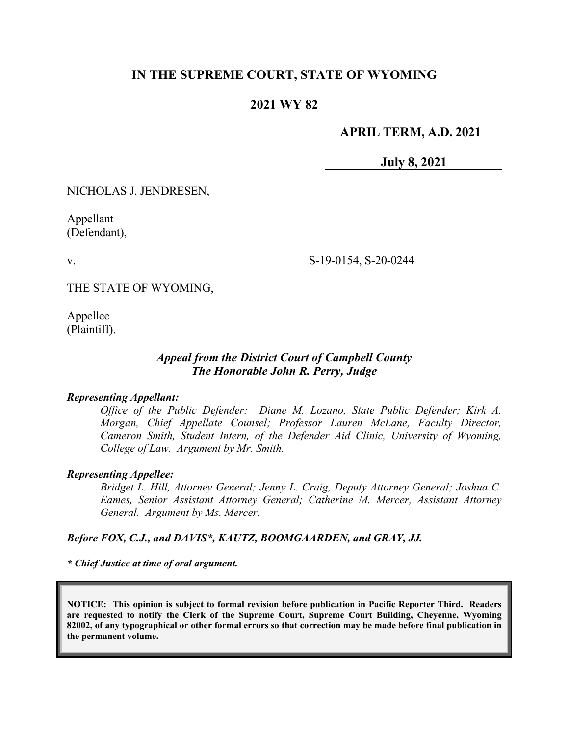# IN THE SUPREME COURT, STATE OF WYOMING

## 2021 WY 82

**APRIL TERM, A.D. 2021**

**July 8, 2021**

NICHOLAS J. JENDRESEN,

Appellant
(Defendant),

v.

THE STATE OF WYOMING,

Appellee
(Plaintiff).

S-19-0154, S-20-0244

***Appeal from the District Court of Campbell County***
***The Honorable John R. Perry, Judge***

***Representing Appellant:***

*Office of the Public Defender: Diane M. Lozano, State Public Defender; Kirk A. Morgan, Chief Appellate Counsel; Professor Lauren McLane, Faculty Director, Cameron Smith, Student Intern, of the Defender Aid Clinic, University of Wyoming, College of Law. Argument by Mr. Smith.*

***Representing Appellee:***

*Bridget L. Hill, Attorney General; Jenny L. Craig, Deputy Attorney General; Joshua C. Eames, Senior Assistant Attorney General; Catherine M. Mercer, Assistant Attorney General. Argument by Ms. Mercer.*

***Before FOX, C.J., and DAVIS\*, KAUTZ, BOOMGAARDEN, and GRAY, JJ.***

***\* Chief Justice at time of oral argument.***

**NOTICE: This opinion is subject to formal revision before publication in Pacific Reporter Third. Readers are requested to notify the Clerk of the Supreme Court, Supreme Court Building, Cheyenne, Wyoming 82002, of any typographical or other formal errors so that correction may be made before final publication in the permanent volume.**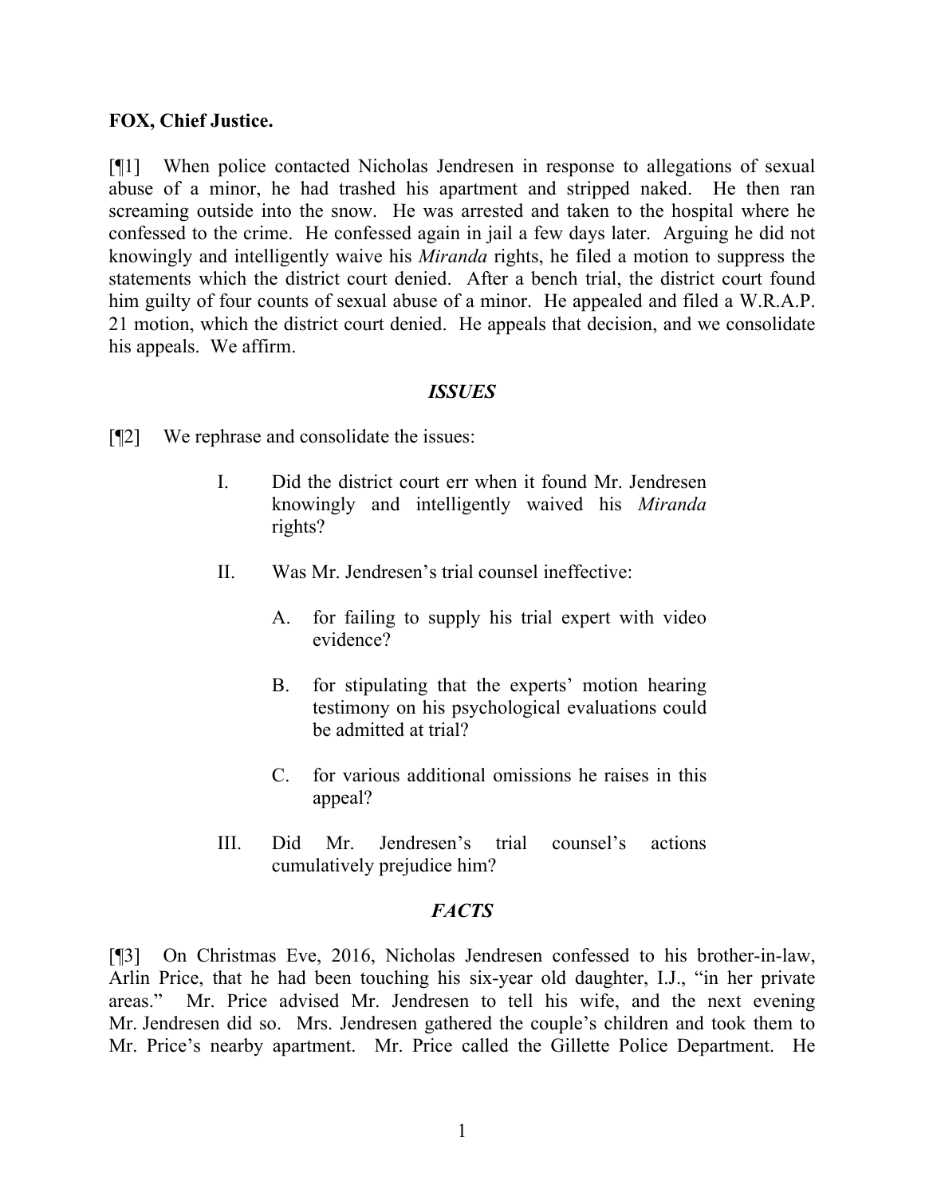**FOX, Chief Justice.**

[¶1] When police contacted Nicholas Jendresen in response to allegations of sexual abuse of a minor, he had trashed his apartment and stripped naked. He then ran screaming outside into the snow. He was arrested and taken to the hospital where he confessed to the crime. He confessed again in jail a few days later. Arguing he did not knowingly and intelligently waive his *Miranda* rights, he filed a motion to suppress the statements which the district court denied. After a bench trial, the district court found him guilty of four counts of sexual abuse of a minor. He appealed and filed a W.R.A.P. 21 motion, which the district court denied. He appeals that decision, and we consolidate his appeals. We affirm.

### *ISSUES*

[¶2] We rephrase and consolidate the issues:

> I. Did the district court err when it found Mr. Jendresen knowingly and intelligently waived his *Miranda* rights?
>
> II. Was Mr. Jendresen's trial counsel ineffective:
>
> > A. for failing to supply his trial expert with video evidence?
> >
> > B. for stipulating that the experts' motion hearing testimony on his psychological evaluations could be admitted at trial?
> >
> > C. for various additional omissions he raises in this appeal?
>
> III. Did Mr. Jendresen's trial counsel's actions cumulatively prejudice him?

### *FACTS*

[¶3] On Christmas Eve, 2016, Nicholas Jendresen confessed to his brother-in-law, Arlin Price, that he had been touching his six-year old daughter, I.J., "in her private areas." Mr. Price advised Mr. Jendresen to tell his wife, and the next evening Mr. Jendresen did so. Mrs. Jendresen gathered the couple's children and took them to Mr. Price's nearby apartment. Mr. Price called the Gillette Police Department. He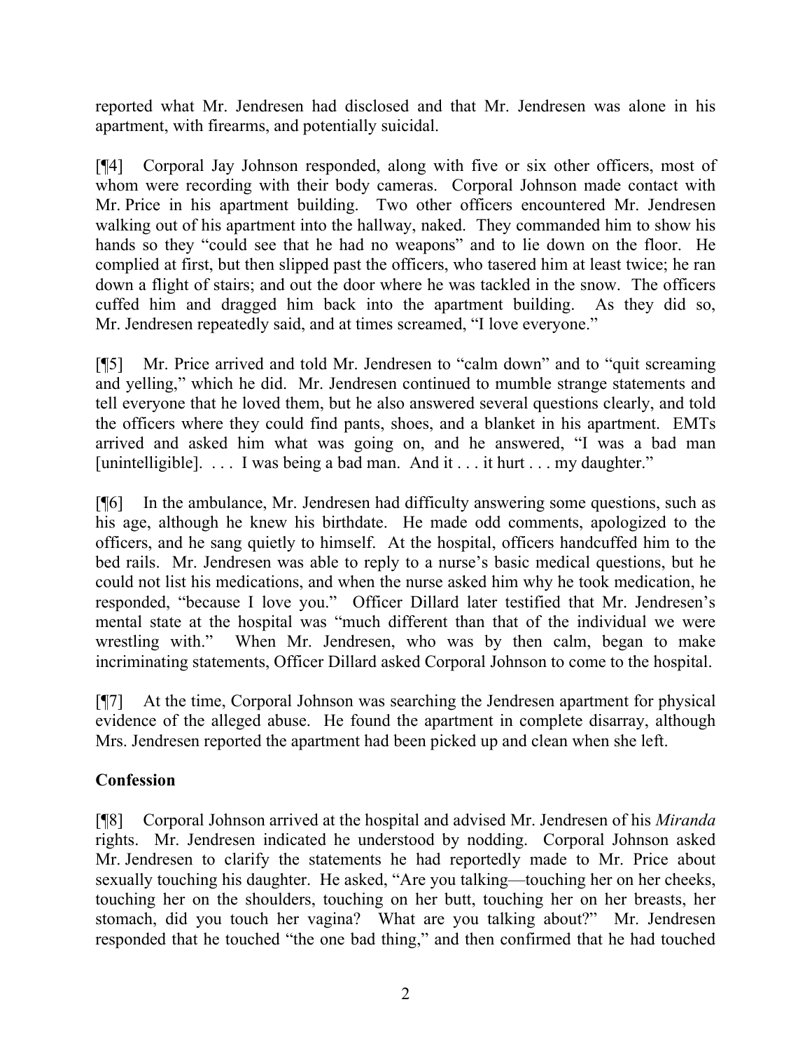reported what Mr. Jendresen had disclosed and that Mr. Jendresen was alone in his apartment, with firearms, and potentially suicidal.

[¶4] Corporal Jay Johnson responded, along with five or six other officers, most of whom were recording with their body cameras. Corporal Johnson made contact with Mr. Price in his apartment building. Two other officers encountered Mr. Jendresen walking out of his apartment into the hallway, naked. They commanded him to show his hands so they "could see that he had no weapons" and to lie down on the floor. He complied at first, but then slipped past the officers, who tasered him at least twice; he ran down a flight of stairs; and out the door where he was tackled in the snow. The officers cuffed him and dragged him back into the apartment building. As they did so, Mr. Jendresen repeatedly said, and at times screamed, "I love everyone."

[¶5] Mr. Price arrived and told Mr. Jendresen to "calm down" and to "quit screaming and yelling," which he did. Mr. Jendresen continued to mumble strange statements and tell everyone that he loved them, but he also answered several questions clearly, and told the officers where they could find pants, shoes, and a blanket in his apartment. EMTs arrived and asked him what was going on, and he answered, "I was a bad man [unintelligible]. . . . I was being a bad man. And it . . . it hurt . . . my daughter."

[¶6] In the ambulance, Mr. Jendresen had difficulty answering some questions, such as his age, although he knew his birthdate. He made odd comments, apologized to the officers, and he sang quietly to himself. At the hospital, officers handcuffed him to the bed rails. Mr. Jendresen was able to reply to a nurse's basic medical questions, but he could not list his medications, and when the nurse asked him why he took medication, he responded, "because I love you." Officer Dillard later testified that Mr. Jendresen's mental state at the hospital was "much different than that of the individual we were wrestling with." When Mr. Jendresen, who was by then calm, began to make incriminating statements, Officer Dillard asked Corporal Johnson to come to the hospital.

[¶7] At the time, Corporal Johnson was searching the Jendresen apartment for physical evidence of the alleged abuse. He found the apartment in complete disarray, although Mrs. Jendresen reported the apartment had been picked up and clean when she left.

## Confession

[¶8] Corporal Johnson arrived at the hospital and advised Mr. Jendresen of his *Miranda* rights. Mr. Jendresen indicated he understood by nodding. Corporal Johnson asked Mr. Jendresen to clarify the statements he had reportedly made to Mr. Price about sexually touching his daughter. He asked, "Are you talking—touching her on her cheeks, touching her on the shoulders, touching on her butt, touching her on her breasts, her stomach, did you touch her vagina? What are you talking about?" Mr. Jendresen responded that he touched "the one bad thing," and then confirmed that he had touched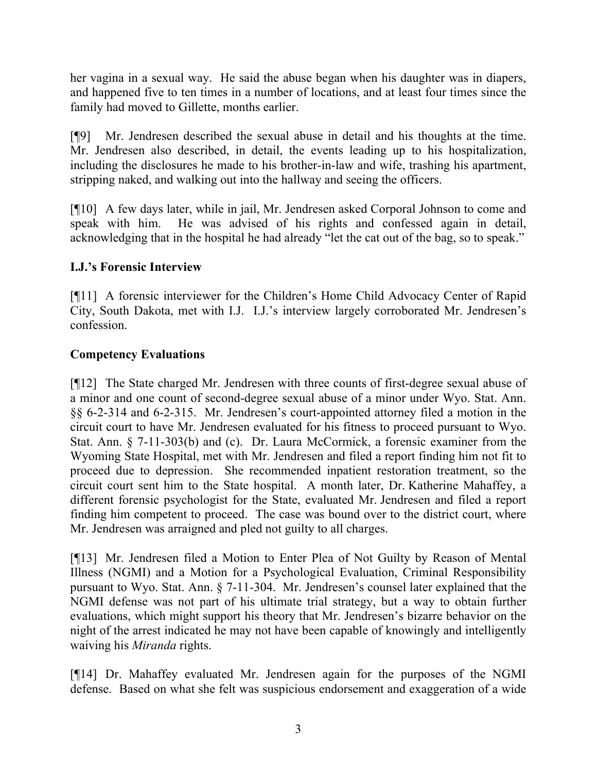her vagina in a sexual way. He said the abuse began when his daughter was in diapers, and happened five to ten times in a number of locations, and at least four times since the family had moved to Gillette, months earlier.

[¶9] Mr. Jendresen described the sexual abuse in detail and his thoughts at the time. Mr. Jendresen also described, in detail, the events leading up to his hospitalization, including the disclosures he made to his brother-in-law and wife, trashing his apartment, stripping naked, and walking out into the hallway and seeing the officers.

[¶10] A few days later, while in jail, Mr. Jendresen asked Corporal Johnson to come and speak with him. He was advised of his rights and confessed again in detail, acknowledging that in the hospital he had already "let the cat out of the bag, so to speak."

### I.J.'s Forensic Interview

[¶11] A forensic interviewer for the Children's Home Child Advocacy Center of Rapid City, South Dakota, met with I.J. I.J.'s interview largely corroborated Mr. Jendresen's confession.

### Competency Evaluations

[¶12] The State charged Mr. Jendresen with three counts of first-degree sexual abuse of a minor and one count of second-degree sexual abuse of a minor under Wyo. Stat. Ann. §§ 6-2-314 and 6-2-315. Mr. Jendresen's court-appointed attorney filed a motion in the circuit court to have Mr. Jendresen evaluated for his fitness to proceed pursuant to Wyo. Stat. Ann. § 7-11-303(b) and (c). Dr. Laura McCormick, a forensic examiner from the Wyoming State Hospital, met with Mr. Jendresen and filed a report finding him not fit to proceed due to depression. She recommended inpatient restoration treatment, so the circuit court sent him to the State hospital. A month later, Dr. Katherine Mahaffey, a different forensic psychologist for the State, evaluated Mr. Jendresen and filed a report finding him competent to proceed. The case was bound over to the district court, where Mr. Jendresen was arraigned and pled not guilty to all charges.

[¶13] Mr. Jendresen filed a Motion to Enter Plea of Not Guilty by Reason of Mental Illness (NGMI) and a Motion for a Psychological Evaluation, Criminal Responsibility pursuant to Wyo. Stat. Ann. § 7-11-304. Mr. Jendresen's counsel later explained that the NGMI defense was not part of his ultimate trial strategy, but a way to obtain further evaluations, which might support his theory that Mr. Jendresen's bizarre behavior on the night of the arrest indicated he may not have been capable of knowingly and intelligently waiving his *Miranda* rights.

[¶14] Dr. Mahaffey evaluated Mr. Jendresen again for the purposes of the NGMI defense. Based on what she felt was suspicious endorsement and exaggeration of a wide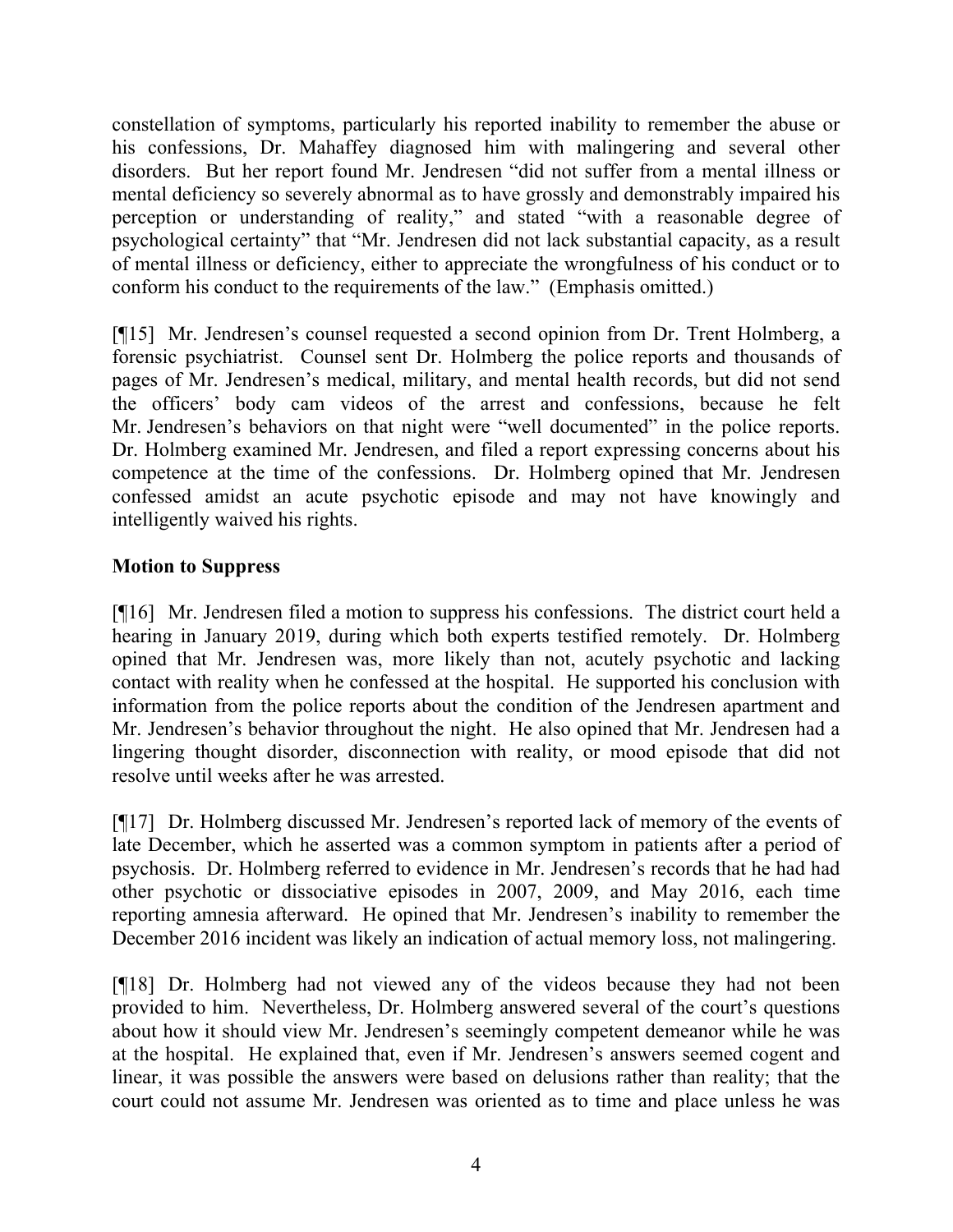constellation of symptoms, particularly his reported inability to remember the abuse or his confessions, Dr. Mahaffey diagnosed him with malingering and several other disorders. But her report found Mr. Jendresen "did not suffer from a mental illness or mental deficiency so severely abnormal as to have grossly and demonstrably impaired his perception or understanding of reality," and stated "with a reasonable degree of psychological certainty" that "Mr. Jendresen did not lack substantial capacity, as a result of mental illness or deficiency, either to appreciate the wrongfulness of his conduct or to conform his conduct to the requirements of the law." (Emphasis omitted.)

[¶15] Mr. Jendresen's counsel requested a second opinion from Dr. Trent Holmberg, a forensic psychiatrist. Counsel sent Dr. Holmberg the police reports and thousands of pages of Mr. Jendresen's medical, military, and mental health records, but did not send the officers' body cam videos of the arrest and confessions, because he felt Mr. Jendresen's behaviors on that night were "well documented" in the police reports. Dr. Holmberg examined Mr. Jendresen, and filed a report expressing concerns about his competence at the time of the confessions. Dr. Holmberg opined that Mr. Jendresen confessed amidst an acute psychotic episode and may not have knowingly and intelligently waived his rights.

**Motion to Suppress**

[¶16] Mr. Jendresen filed a motion to suppress his confessions. The district court held a hearing in January 2019, during which both experts testified remotely. Dr. Holmberg opined that Mr. Jendresen was, more likely than not, acutely psychotic and lacking contact with reality when he confessed at the hospital. He supported his conclusion with information from the police reports about the condition of the Jendresen apartment and Mr. Jendresen's behavior throughout the night. He also opined that Mr. Jendresen had a lingering thought disorder, disconnection with reality, or mood episode that did not resolve until weeks after he was arrested.

[¶17] Dr. Holmberg discussed Mr. Jendresen's reported lack of memory of the events of late December, which he asserted was a common symptom in patients after a period of psychosis. Dr. Holmberg referred to evidence in Mr. Jendresen's records that he had had other psychotic or dissociative episodes in 2007, 2009, and May 2016, each time reporting amnesia afterward. He opined that Mr. Jendresen's inability to remember the December 2016 incident was likely an indication of actual memory loss, not malingering.

[¶18] Dr. Holmberg had not viewed any of the videos because they had not been provided to him. Nevertheless, Dr. Holmberg answered several of the court's questions about how it should view Mr. Jendresen's seemingly competent demeanor while he was at the hospital. He explained that, even if Mr. Jendresen's answers seemed cogent and linear, it was possible the answers were based on delusions rather than reality; that the court could not assume Mr. Jendresen was oriented as to time and place unless he was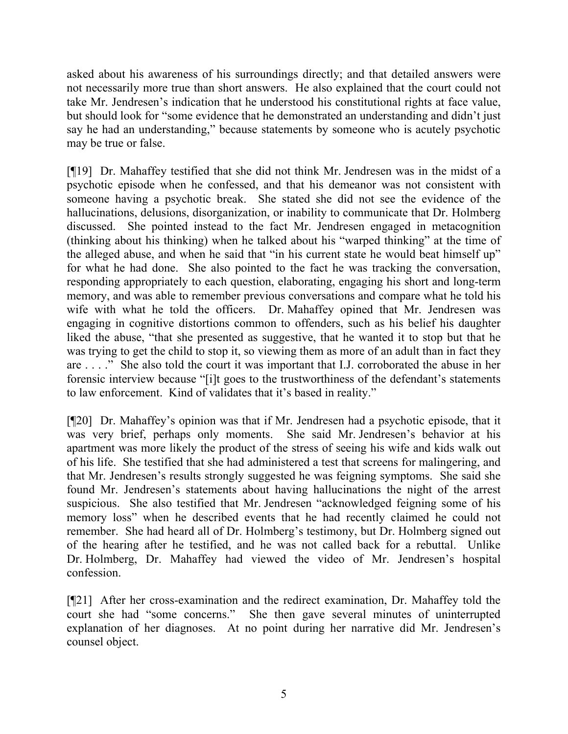asked about his awareness of his surroundings directly; and that detailed answers were not necessarily more true than short answers. He also explained that the court could not take Mr. Jendresen's indication that he understood his constitutional rights at face value, but should look for "some evidence that he demonstrated an understanding and didn't just say he had an understanding," because statements by someone who is acutely psychotic may be true or false.

[¶19] Dr. Mahaffey testified that she did not think Mr. Jendresen was in the midst of a psychotic episode when he confessed, and that his demeanor was not consistent with someone having a psychotic break. She stated she did not see the evidence of the hallucinations, delusions, disorganization, or inability to communicate that Dr. Holmberg discussed. She pointed instead to the fact Mr. Jendresen engaged in metacognition (thinking about his thinking) when he talked about his "warped thinking" at the time of the alleged abuse, and when he said that "in his current state he would beat himself up" for what he had done. She also pointed to the fact he was tracking the conversation, responding appropriately to each question, elaborating, engaging his short and long-term memory, and was able to remember previous conversations and compare what he told his wife with what he told the officers. Dr. Mahaffey opined that Mr. Jendresen was engaging in cognitive distortions common to offenders, such as his belief his daughter liked the abuse, "that she presented as suggestive, that he wanted it to stop but that he was trying to get the child to stop it, so viewing them as more of an adult than in fact they are . . . ." She also told the court it was important that I.J. corroborated the abuse in her forensic interview because "[i]t goes to the trustworthiness of the defendant's statements to law enforcement. Kind of validates that it's based in reality."

[¶20] Dr. Mahaffey's opinion was that if Mr. Jendresen had a psychotic episode, that it was very brief, perhaps only moments. She said Mr. Jendresen's behavior at his apartment was more likely the product of the stress of seeing his wife and kids walk out of his life. She testified that she had administered a test that screens for malingering, and that Mr. Jendresen's results strongly suggested he was feigning symptoms. She said she found Mr. Jendresen's statements about having hallucinations the night of the arrest suspicious. She also testified that Mr. Jendresen "acknowledged feigning some of his memory loss" when he described events that he had recently claimed he could not remember. She had heard all of Dr. Holmberg's testimony, but Dr. Holmberg signed out of the hearing after he testified, and he was not called back for a rebuttal. Unlike Dr. Holmberg, Dr. Mahaffey had viewed the video of Mr. Jendresen's hospital confession.

[¶21] After her cross-examination and the redirect examination, Dr. Mahaffey told the court she had "some concerns." She then gave several minutes of uninterrupted explanation of her diagnoses. At no point during her narrative did Mr. Jendresen's counsel object.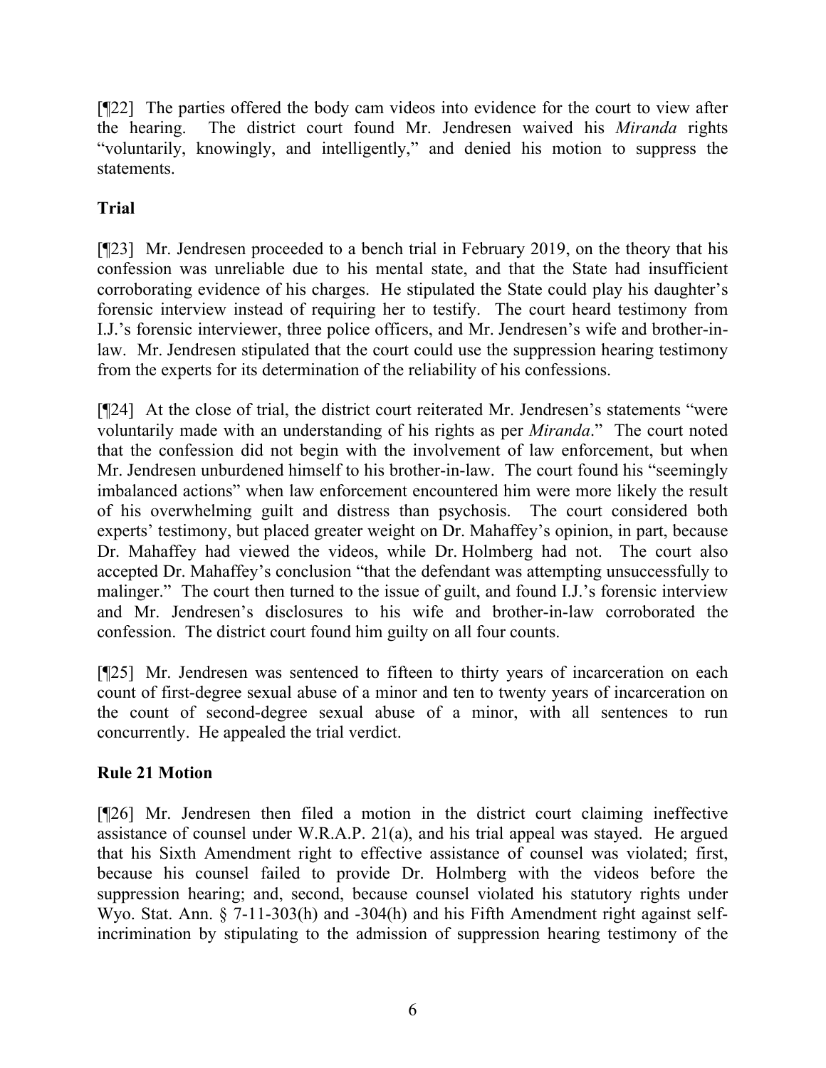[¶22] The parties offered the body cam videos into evidence for the court to view after the hearing. The district court found Mr. Jendresen waived his *Miranda* rights "voluntarily, knowingly, and intelligently," and denied his motion to suppress the statements.

**Trial**

[¶23] Mr. Jendresen proceeded to a bench trial in February 2019, on the theory that his confession was unreliable due to his mental state, and that the State had insufficient corroborating evidence of his charges. He stipulated the State could play his daughter's forensic interview instead of requiring her to testify. The court heard testimony from I.J.'s forensic interviewer, three police officers, and Mr. Jendresen's wife and brother-in-law. Mr. Jendresen stipulated that the court could use the suppression hearing testimony from the experts for its determination of the reliability of his confessions.

[¶24] At the close of trial, the district court reiterated Mr. Jendresen's statements "were voluntarily made with an understanding of his rights as per *Miranda*." The court noted that the confession did not begin with the involvement of law enforcement, but when Mr. Jendresen unburdened himself to his brother-in-law. The court found his "seemingly imbalanced actions" when law enforcement encountered him were more likely the result of his overwhelming guilt and distress than psychosis. The court considered both experts' testimony, but placed greater weight on Dr. Mahaffey's opinion, in part, because Dr. Mahaffey had viewed the videos, while Dr. Holmberg had not. The court also accepted Dr. Mahaffey's conclusion "that the defendant was attempting unsuccessfully to malinger." The court then turned to the issue of guilt, and found I.J.'s forensic interview and Mr. Jendresen's disclosures to his wife and brother-in-law corroborated the confession. The district court found him guilty on all four counts.

[¶25] Mr. Jendresen was sentenced to fifteen to thirty years of incarceration on each count of first-degree sexual abuse of a minor and ten to twenty years of incarceration on the count of second-degree sexual abuse of a minor, with all sentences to run concurrently. He appealed the trial verdict.

**Rule 21 Motion**

[¶26] Mr. Jendresen then filed a motion in the district court claiming ineffective assistance of counsel under W.R.A.P. 21(a), and his trial appeal was stayed. He argued that his Sixth Amendment right to effective assistance of counsel was violated; first, because his counsel failed to provide Dr. Holmberg with the videos before the suppression hearing; and, second, because counsel violated his statutory rights under Wyo. Stat. Ann. § 7-11-303(h) and -304(h) and his Fifth Amendment right against self-incrimination by stipulating to the admission of suppression hearing testimony of the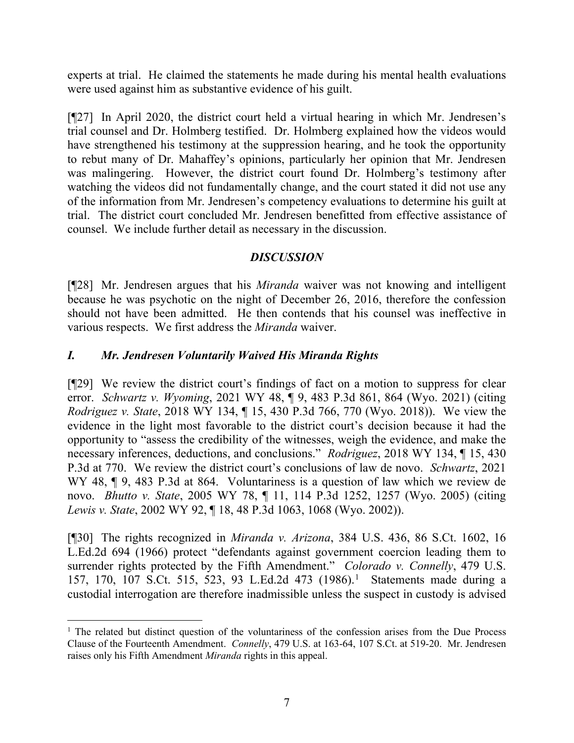experts at trial. He claimed the statements he made during his mental health evaluations were used against him as substantive evidence of his guilt.

[¶27] In April 2020, the district court held a virtual hearing in which Mr. Jendresen's trial counsel and Dr. Holmberg testified. Dr. Holmberg explained how the videos would have strengthened his testimony at the suppression hearing, and he took the opportunity to rebut many of Dr. Mahaffey's opinions, particularly her opinion that Mr. Jendresen was malingering. However, the district court found Dr. Holmberg's testimony after watching the videos did not fundamentally change, and the court stated it did not use any of the information from Mr. Jendresen's competency evaluations to determine his guilt at trial. The district court concluded Mr. Jendresen benefitted from effective assistance of counsel. We include further detail as necessary in the discussion.

## *DISCUSSION*

[¶28] Mr. Jendresen argues that his *Miranda* waiver was not knowing and intelligent because he was psychotic on the night of December 26, 2016, therefore the confession should not have been admitted. He then contends that his counsel was ineffective in various respects. We first address the *Miranda* waiver.

### *I. Mr. Jendresen Voluntarily Waived His Miranda Rights*

[¶29] We review the district court's findings of fact on a motion to suppress for clear error. *Schwartz v. Wyoming*, 2021 WY 48, ¶ 9, 483 P.3d 861, 864 (Wyo. 2021) (citing *Rodriguez v. State*, 2018 WY 134, ¶ 15, 430 P.3d 766, 770 (Wyo. 2018)). We view the evidence in the light most favorable to the district court's decision because it had the opportunity to "assess the credibility of the witnesses, weigh the evidence, and make the necessary inferences, deductions, and conclusions." *Rodriguez*, 2018 WY 134, ¶ 15, 430 P.3d at 770. We review the district court's conclusions of law de novo. *Schwartz*, 2021 WY 48, ¶ 9, 483 P.3d at 864. Voluntariness is a question of law which we review de novo. *Bhutto v. State*, 2005 WY 78, ¶ 11, 114 P.3d 1252, 1257 (Wyo. 2005) (citing *Lewis v. State*, 2002 WY 92, ¶ 18, 48 P.3d 1063, 1068 (Wyo. 2002)).

[¶30] The rights recognized in *Miranda v. Arizona*, 384 U.S. 436, 86 S.Ct. 1602, 16 L.Ed.2d 694 (1966) protect "defendants against government coercion leading them to surrender rights protected by the Fifth Amendment." *Colorado v. Connelly*, 479 U.S. 157, 170, 107 S.Ct. 515, 523, 93 L.Ed.2d 473 (1986).[1] Statements made during a custodial interrogation are therefore inadmissible unless the suspect in custody is advised

[1] The related but distinct question of the voluntariness of the confession arises from the Due Process Clause of the Fourteenth Amendment. *Connelly*, 479 U.S. at 163-64, 107 S.Ct. at 519-20. Mr. Jendresen raises only his Fifth Amendment *Miranda* rights in this appeal.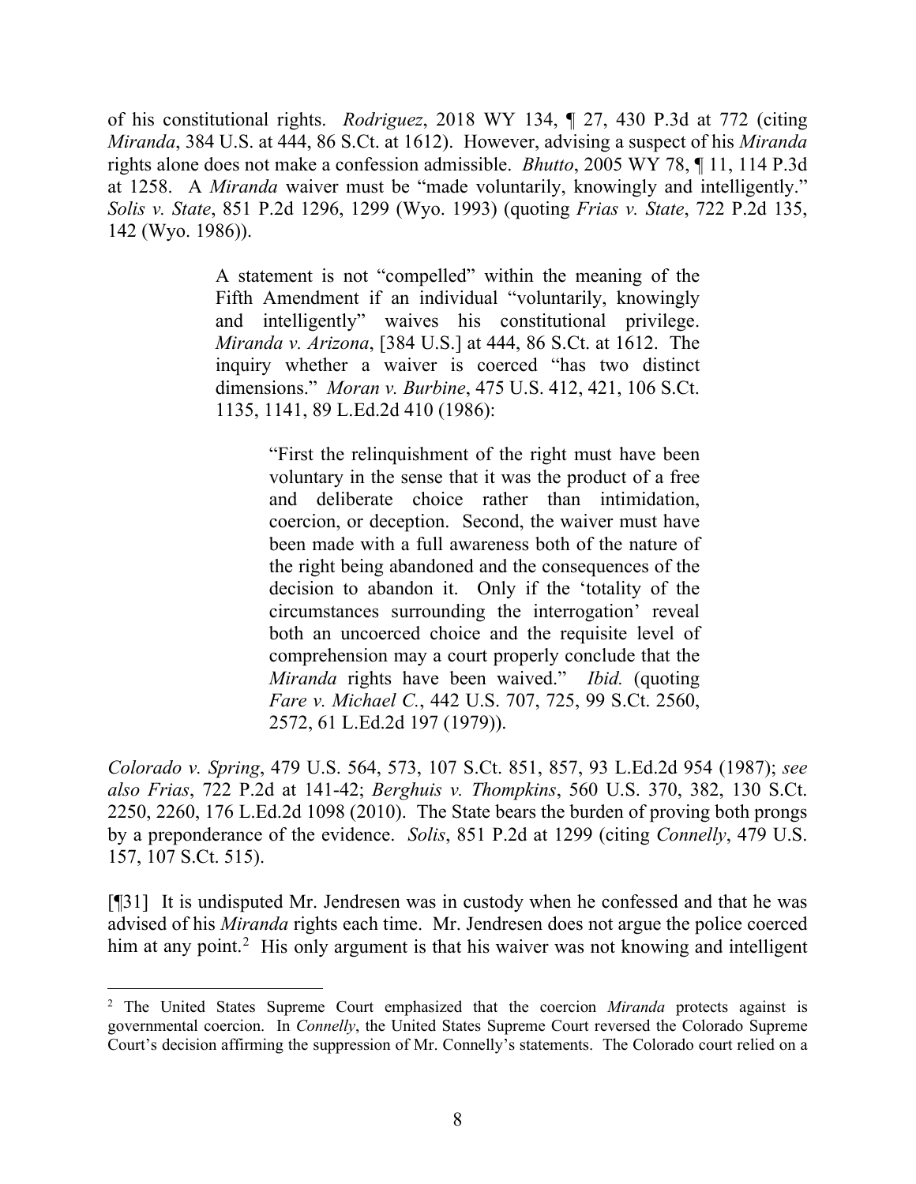of his constitutional rights. *Rodriguez*, 2018 WY 134, ¶ 27, 430 P.3d at 772 (citing *Miranda*, 384 U.S. at 444, 86 S.Ct. at 1612). However, advising a suspect of his *Miranda* rights alone does not make a confession admissible. *Bhutto*, 2005 WY 78, ¶ 11, 114 P.3d at 1258. A *Miranda* waiver must be "made voluntarily, knowingly and intelligently." *Solis v. State*, 851 P.2d 1296, 1299 (Wyo. 1993) (quoting *Frias v. State*, 722 P.2d 135, 142 (Wyo. 1986)).

> A statement is not "compelled" within the meaning of the Fifth Amendment if an individual "voluntarily, knowingly and intelligently" waives his constitutional privilege. *Miranda v. Arizona*, [384 U.S.] at 444, 86 S.Ct. at 1612. The inquiry whether a waiver is coerced "has two distinct dimensions." *Moran v. Burbine*, 475 U.S. 412, 421, 106 S.Ct. 1135, 1141, 89 L.Ed.2d 410 (1986):
>
> > "First the relinquishment of the right must have been voluntary in the sense that it was the product of a free and deliberate choice rather than intimidation, coercion, or deception. Second, the waiver must have been made with a full awareness both of the nature of the right being abandoned and the consequences of the decision to abandon it. Only if the 'totality of the circumstances surrounding the interrogation' reveal both an uncoerced choice and the requisite level of comprehension may a court properly conclude that the *Miranda* rights have been waived." *Ibid.* (quoting *Fare v. Michael C.*, 442 U.S. 707, 725, 99 S.Ct. 2560, 2572, 61 L.Ed.2d 197 (1979)).

*Colorado v. Spring*, 479 U.S. 564, 573, 107 S.Ct. 851, 857, 93 L.Ed.2d 954 (1987); *see also Frias*, 722 P.2d at 141-42; *Berghuis v. Thompkins*, 560 U.S. 370, 382, 130 S.Ct. 2250, 2260, 176 L.Ed.2d 1098 (2010). The State bears the burden of proving both prongs by a preponderance of the evidence. *Solis*, 851 P.2d at 1299 (citing *Connelly*, 479 U.S. 157, 107 S.Ct. 515).

[¶31] It is undisputed Mr. Jendresen was in custody when he confessed and that he was advised of his *Miranda* rights each time. Mr. Jendresen does not argue the police coerced him at any point.[2] His only argument is that his waiver was not knowing and intelligent

---

[2] The United States Supreme Court emphasized that the coercion *Miranda* protects against is governmental coercion. In *Connelly*, the United States Supreme Court reversed the Colorado Supreme Court's decision affirming the suppression of Mr. Connelly's statements. The Colorado court relied on a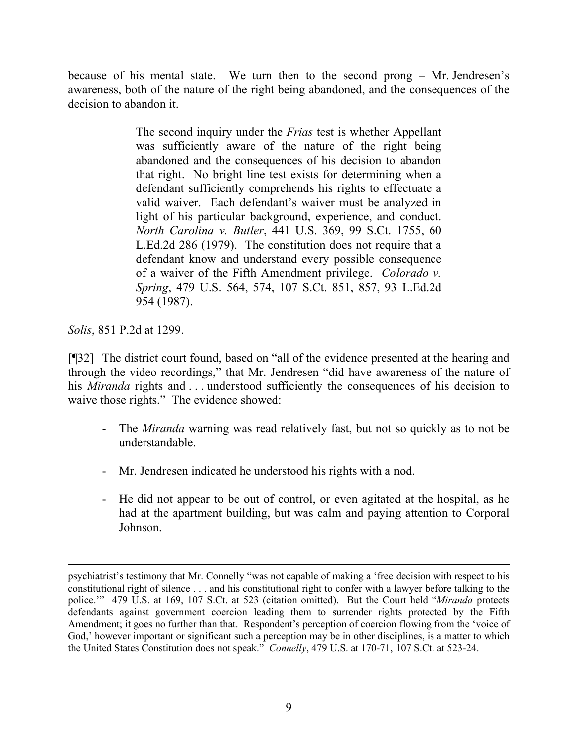because of his mental state. We turn then to the second prong – Mr. Jendresen's awareness, both of the nature of the right being abandoned, and the consequences of the decision to abandon it.

> The second inquiry under the *Frias* test is whether Appellant was sufficiently aware of the nature of the right being abandoned and the consequences of his decision to abandon that right. No bright line test exists for determining when a defendant sufficiently comprehends his rights to effectuate a valid waiver. Each defendant's waiver must be analyzed in light of his particular background, experience, and conduct. *North Carolina v. Butler*, 441 U.S. 369, 99 S.Ct. 1755, 60 L.Ed.2d 286 (1979). The constitution does not require that a defendant know and understand every possible consequence of a waiver of the Fifth Amendment privilege. *Colorado v. Spring*, 479 U.S. 564, 574, 107 S.Ct. 851, 857, 93 L.Ed.2d 954 (1987).

*Solis*, 851 P.2d at 1299.

[¶32] The district court found, based on "all of the evidence presented at the hearing and through the video recordings," that Mr. Jendresen "did have awareness of the nature of his *Miranda* rights and . . . understood sufficiently the consequences of his decision to waive those rights." The evidence showed:

- The *Miranda* warning was read relatively fast, but not so quickly as to not be understandable.
- Mr. Jendresen indicated he understood his rights with a nod.
- He did not appear to be out of control, or even agitated at the hospital, as he had at the apartment building, but was calm and paying attention to Corporal Johnson.

---

psychiatrist's testimony that Mr. Connelly "was not capable of making a 'free decision with respect to his constitutional right of silence . . . and his constitutional right to confer with a lawyer before talking to the police.'" 479 U.S. at 169, 107 S.Ct. at 523 (citation omitted). But the Court held "*Miranda* protects defendants against government coercion leading them to surrender rights protected by the Fifth Amendment; it goes no further than that. Respondent's perception of coercion flowing from the 'voice of God,' however important or significant such a perception may be in other disciplines, is a matter to which the United States Constitution does not speak." *Connelly*, 479 U.S. at 170-71, 107 S.Ct. at 523-24.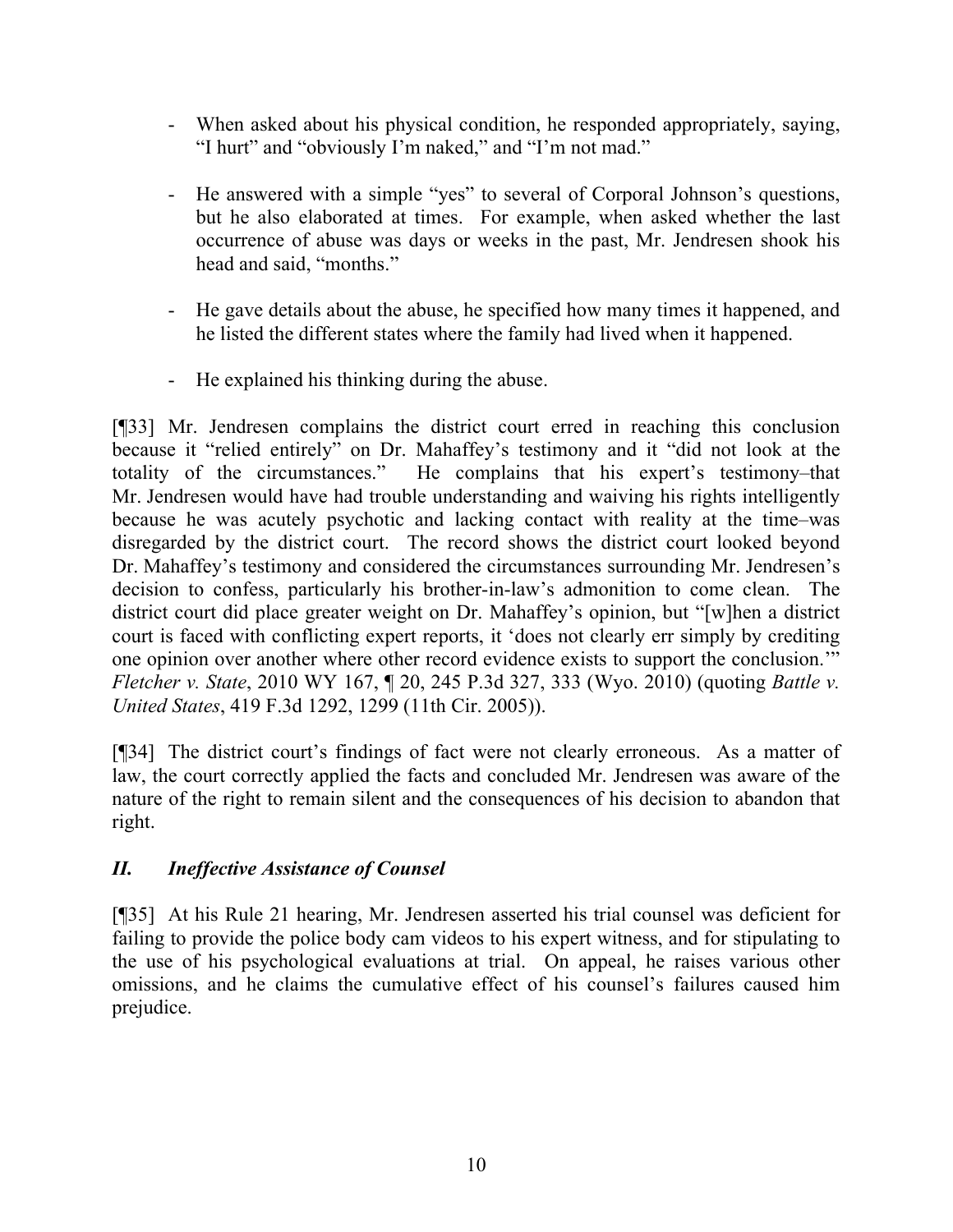- When asked about his physical condition, he responded appropriately, saying, "I hurt" and "obviously I'm naked," and "I'm not mad."

- He answered with a simple "yes" to several of Corporal Johnson's questions, but he also elaborated at times. For example, when asked whether the last occurrence of abuse was days or weeks in the past, Mr. Jendresen shook his head and said, "months."

- He gave details about the abuse, he specified how many times it happened, and he listed the different states where the family had lived when it happened.

- He explained his thinking during the abuse.

[¶33] Mr. Jendresen complains the district court erred in reaching this conclusion because it "relied entirely" on Dr. Mahaffey's testimony and it "did not look at the totality of the circumstances." He complains that his expert's testimony–that Mr. Jendresen would have had trouble understanding and waiving his rights intelligently because he was acutely psychotic and lacking contact with reality at the time–was disregarded by the district court. The record shows the district court looked beyond Dr. Mahaffey's testimony and considered the circumstances surrounding Mr. Jendresen's decision to confess, particularly his brother-in-law's admonition to come clean. The district court did place greater weight on Dr. Mahaffey's opinion, but "[w]hen a district court is faced with conflicting expert reports, it 'does not clearly err simply by crediting one opinion over another where other record evidence exists to support the conclusion.'" *Fletcher v. State*, 2010 WY 167, ¶ 20, 245 P.3d 327, 333 (Wyo. 2010) (quoting *Battle v. United States*, 419 F.3d 1292, 1299 (11th Cir. 2005)).

[¶34] The district court's findings of fact were not clearly erroneous. As a matter of law, the court correctly applied the facts and concluded Mr. Jendresen was aware of the nature of the right to remain silent and the consequences of his decision to abandon that right.

## *II. Ineffective Assistance of Counsel*

[¶35] At his Rule 21 hearing, Mr. Jendresen asserted his trial counsel was deficient for failing to provide the police body cam videos to his expert witness, and for stipulating to the use of his psychological evaluations at trial. On appeal, he raises various other omissions, and he claims the cumulative effect of his counsel's failures caused him prejudice.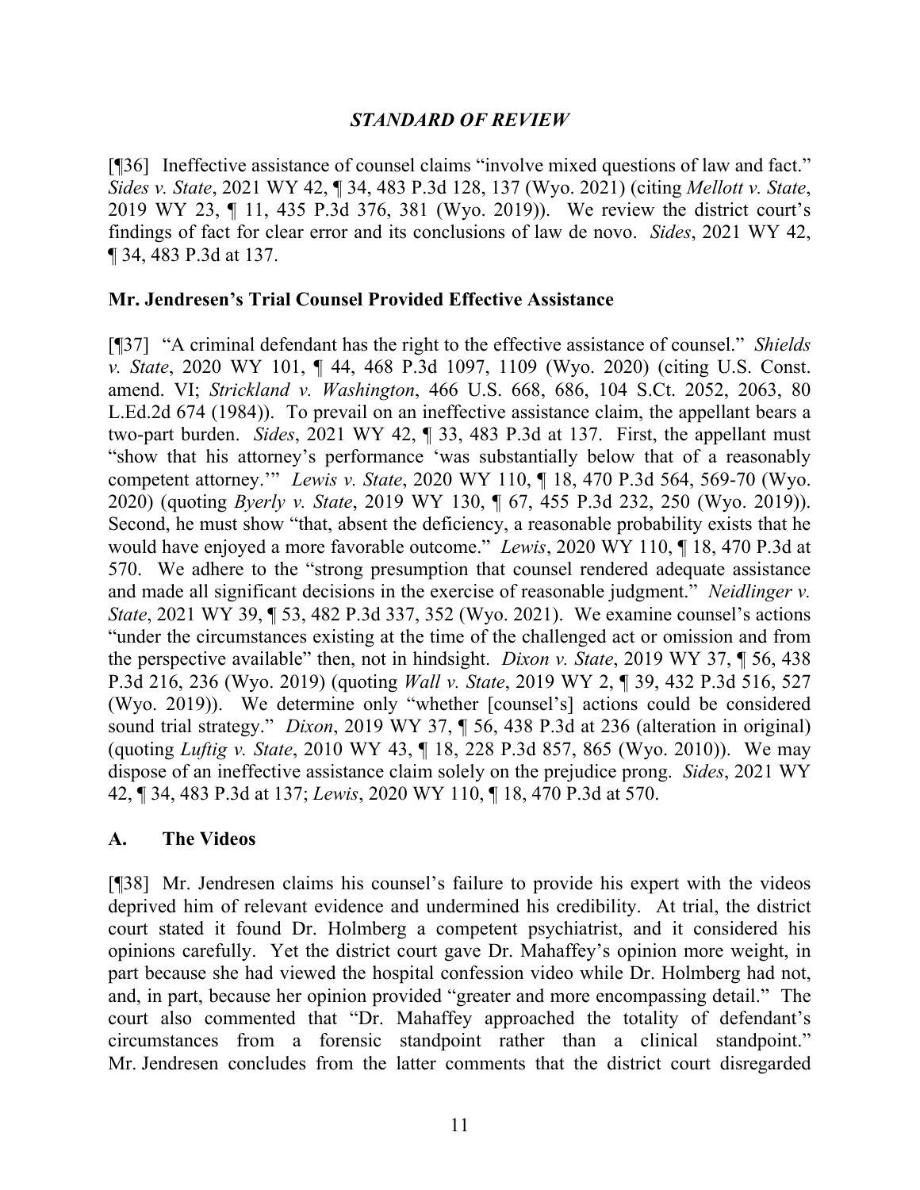## *STANDARD OF REVIEW*

[¶36] Ineffective assistance of counsel claims "involve mixed questions of law and fact." *Sides v. State*, 2021 WY 42, ¶ 34, 483 P.3d 128, 137 (Wyo. 2021) (citing *Mellott v. State*, 2019 WY 23, ¶ 11, 435 P.3d 376, 381 (Wyo. 2019)). We review the district court's findings of fact for clear error and its conclusions of law de novo. *Sides*, 2021 WY 42, ¶ 34, 483 P.3d at 137.

**Mr. Jendresen's Trial Counsel Provided Effective Assistance**

[¶37] "A criminal defendant has the right to the effective assistance of counsel." *Shields v. State*, 2020 WY 101, ¶ 44, 468 P.3d 1097, 1109 (Wyo. 2020) (citing U.S. Const. amend. VI; *Strickland v. Washington*, 466 U.S. 668, 686, 104 S.Ct. 2052, 2063, 80 L.Ed.2d 674 (1984)). To prevail on an ineffective assistance claim, the appellant bears a two-part burden. *Sides*, 2021 WY 42, ¶ 33, 483 P.3d at 137. First, the appellant must "show that his attorney's performance 'was substantially below that of a reasonably competent attorney.'" *Lewis v. State*, 2020 WY 110, ¶ 18, 470 P.3d 564, 569-70 (Wyo. 2020) (quoting *Byerly v. State*, 2019 WY 130, ¶ 67, 455 P.3d 232, 250 (Wyo. 2019)). Second, he must show "that, absent the deficiency, a reasonable probability exists that he would have enjoyed a more favorable outcome." *Lewis*, 2020 WY 110, ¶ 18, 470 P.3d at 570. We adhere to the "strong presumption that counsel rendered adequate assistance and made all significant decisions in the exercise of reasonable judgment." *Neidlinger v. State*, 2021 WY 39, ¶ 53, 482 P.3d 337, 352 (Wyo. 2021). We examine counsel's actions "under the circumstances existing at the time of the challenged act or omission and from the perspective available" then, not in hindsight. *Dixon v. State*, 2019 WY 37, ¶ 56, 438 P.3d 216, 236 (Wyo. 2019) (quoting *Wall v. State*, 2019 WY 2, ¶ 39, 432 P.3d 516, 527 (Wyo. 2019)). We determine only "whether [counsel's] actions could be considered sound trial strategy." *Dixon*, 2019 WY 37, ¶ 56, 438 P.3d at 236 (alteration in original) (quoting *Luftig v. State*, 2010 WY 43, ¶ 18, 228 P.3d 857, 865 (Wyo. 2010)). We may dispose of an ineffective assistance claim solely on the prejudice prong. *Sides*, 2021 WY 42, ¶ 34, 483 P.3d at 137; *Lewis*, 2020 WY 110, ¶ 18, 470 P.3d at 570.

### A. The Videos

[¶38] Mr. Jendresen claims his counsel's failure to provide his expert with the videos deprived him of relevant evidence and undermined his credibility. At trial, the district court stated it found Dr. Holmberg a competent psychiatrist, and it considered his opinions carefully. Yet the district court gave Dr. Mahaffey's opinion more weight, in part because she had viewed the hospital confession video while Dr. Holmberg had not, and, in part, because her opinion provided "greater and more encompassing detail." The court also commented that "Dr. Mahaffey approached the totality of defendant's circumstances from a forensic standpoint rather than a clinical standpoint." Mr. Jendresen concludes from the latter comments that the district court disregarded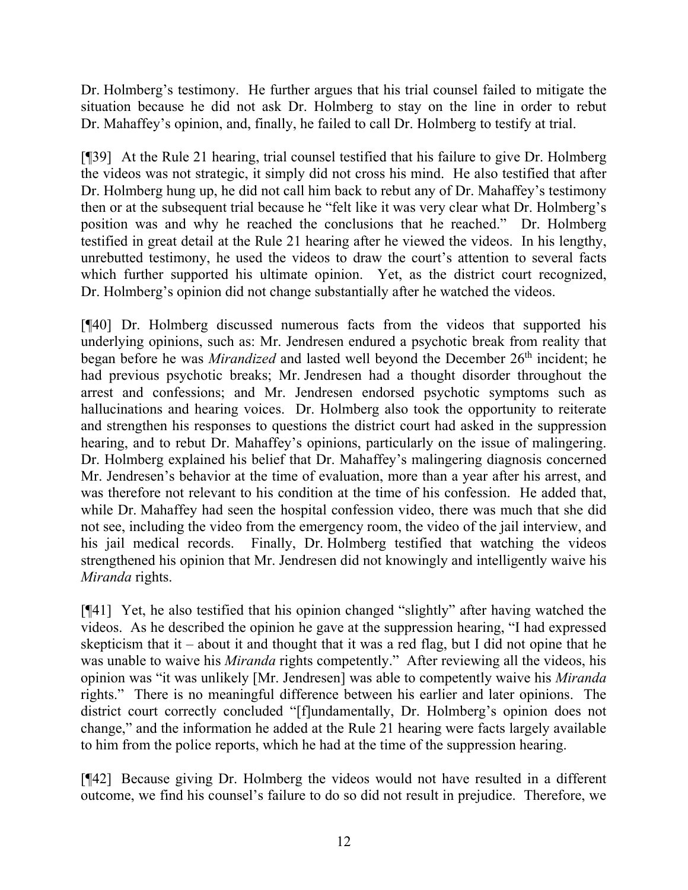Dr. Holmberg's testimony. He further argues that his trial counsel failed to mitigate the situation because he did not ask Dr. Holmberg to stay on the line in order to rebut Dr. Mahaffey's opinion, and, finally, he failed to call Dr. Holmberg to testify at trial.

[¶39] At the Rule 21 hearing, trial counsel testified that his failure to give Dr. Holmberg the videos was not strategic, it simply did not cross his mind. He also testified that after Dr. Holmberg hung up, he did not call him back to rebut any of Dr. Mahaffey's testimony then or at the subsequent trial because he "felt like it was very clear what Dr. Holmberg's position was and why he reached the conclusions that he reached." Dr. Holmberg testified in great detail at the Rule 21 hearing after he viewed the videos. In his lengthy, unrebutted testimony, he used the videos to draw the court's attention to several facts which further supported his ultimate opinion. Yet, as the district court recognized, Dr. Holmberg's opinion did not change substantially after he watched the videos.

[¶40] Dr. Holmberg discussed numerous facts from the videos that supported his underlying opinions, such as: Mr. Jendresen endured a psychotic break from reality that began before he was *Mirandized* and lasted well beyond the December 26th incident; he had previous psychotic breaks; Mr. Jendresen had a thought disorder throughout the arrest and confessions; and Mr. Jendresen endorsed psychotic symptoms such as hallucinations and hearing voices. Dr. Holmberg also took the opportunity to reiterate and strengthen his responses to questions the district court had asked in the suppression hearing, and to rebut Dr. Mahaffey's opinions, particularly on the issue of malingering. Dr. Holmberg explained his belief that Dr. Mahaffey's malingering diagnosis concerned Mr. Jendresen's behavior at the time of evaluation, more than a year after his arrest, and was therefore not relevant to his condition at the time of his confession. He added that, while Dr. Mahaffey had seen the hospital confession video, there was much that she did not see, including the video from the emergency room, the video of the jail interview, and his jail medical records. Finally, Dr. Holmberg testified that watching the videos strengthened his opinion that Mr. Jendresen did not knowingly and intelligently waive his *Miranda* rights.

[¶41] Yet, he also testified that his opinion changed "slightly" after having watched the videos. As he described the opinion he gave at the suppression hearing, "I had expressed skepticism that it – about it and thought that it was a red flag, but I did not opine that he was unable to waive his *Miranda* rights competently." After reviewing all the videos, his opinion was "it was unlikely [Mr. Jendresen] was able to competently waive his *Miranda* rights." There is no meaningful difference between his earlier and later opinions. The district court correctly concluded "[f]undamentally, Dr. Holmberg's opinion does not change," and the information he added at the Rule 21 hearing were facts largely available to him from the police reports, which he had at the time of the suppression hearing.

[¶42] Because giving Dr. Holmberg the videos would not have resulted in a different outcome, we find his counsel's failure to do so did not result in prejudice. Therefore, we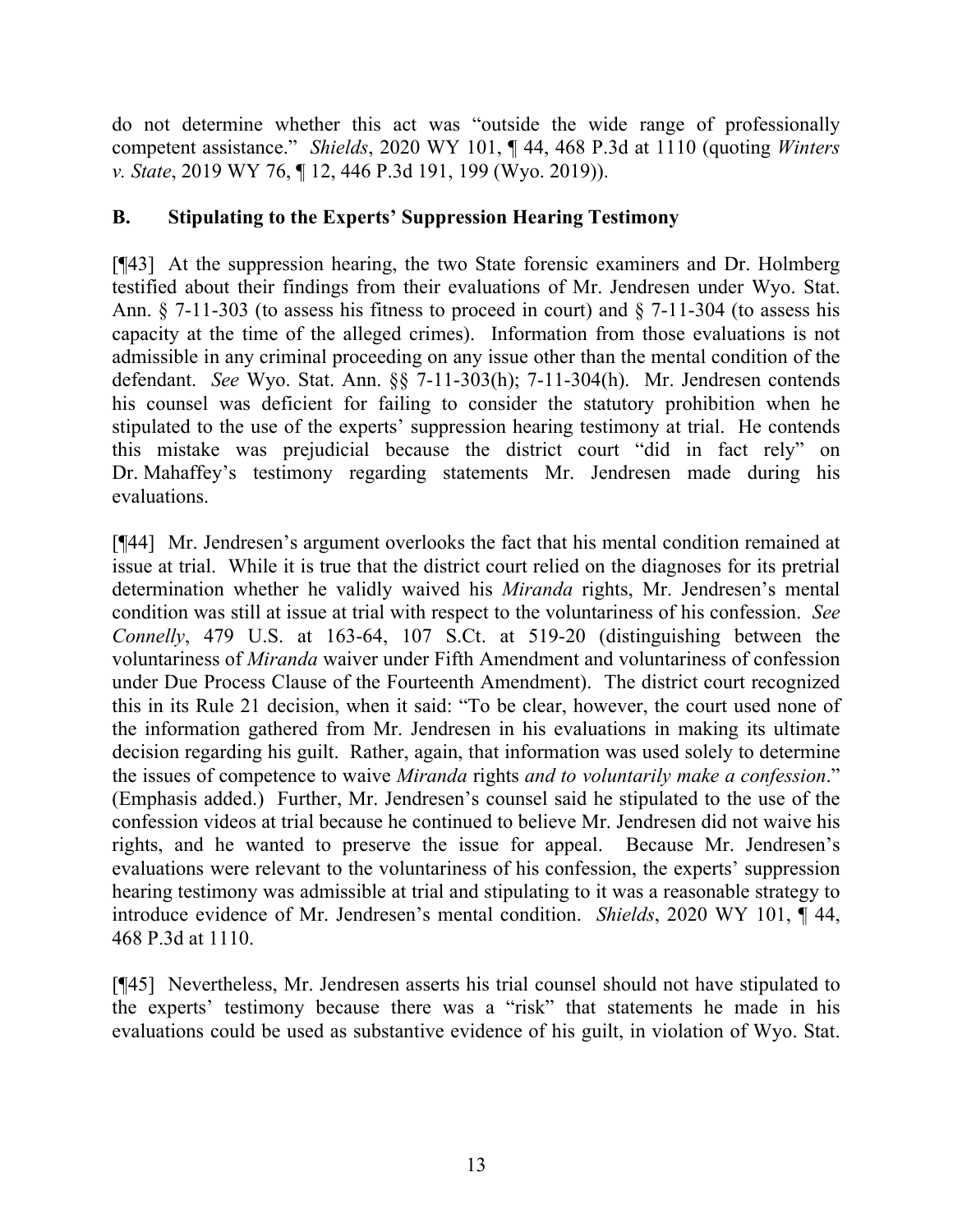do not determine whether this act was "outside the wide range of professionally competent assistance." *Shields*, 2020 WY 101, ¶ 44, 468 P.3d at 1110 (quoting *Winters v. State*, 2019 WY 76, ¶ 12, 446 P.3d 191, 199 (Wyo. 2019)).

## B. Stipulating to the Experts' Suppression Hearing Testimony

[¶43] At the suppression hearing, the two State forensic examiners and Dr. Holmberg testified about their findings from their evaluations of Mr. Jendresen under Wyo. Stat. Ann. § 7-11-303 (to assess his fitness to proceed in court) and § 7-11-304 (to assess his capacity at the time of the alleged crimes). Information from those evaluations is not admissible in any criminal proceeding on any issue other than the mental condition of the defendant. *See* Wyo. Stat. Ann. §§ 7-11-303(h); 7-11-304(h). Mr. Jendresen contends his counsel was deficient for failing to consider the statutory prohibition when he stipulated to the use of the experts' suppression hearing testimony at trial. He contends this mistake was prejudicial because the district court "did in fact rely" on Dr. Mahaffey's testimony regarding statements Mr. Jendresen made during his evaluations.

[¶44] Mr. Jendresen's argument overlooks the fact that his mental condition remained at issue at trial. While it is true that the district court relied on the diagnoses for its pretrial determination whether he validly waived his *Miranda* rights, Mr. Jendresen's mental condition was still at issue at trial with respect to the voluntariness of his confession. *See Connelly*, 479 U.S. at 163-64, 107 S.Ct. at 519-20 (distinguishing between the voluntariness of *Miranda* waiver under Fifth Amendment and voluntariness of confession under Due Process Clause of the Fourteenth Amendment). The district court recognized this in its Rule 21 decision, when it said: "To be clear, however, the court used none of the information gathered from Mr. Jendresen in his evaluations in making its ultimate decision regarding his guilt. Rather, again, that information was used solely to determine the issues of competence to waive *Miranda* rights *and to voluntarily make a confession*." (Emphasis added.) Further, Mr. Jendresen's counsel said he stipulated to the use of the confession videos at trial because he continued to believe Mr. Jendresen did not waive his rights, and he wanted to preserve the issue for appeal. Because Mr. Jendresen's evaluations were relevant to the voluntariness of his confession, the experts' suppression hearing testimony was admissible at trial and stipulating to it was a reasonable strategy to introduce evidence of Mr. Jendresen's mental condition. *Shields*, 2020 WY 101, ¶ 44, 468 P.3d at 1110.

[¶45] Nevertheless, Mr. Jendresen asserts his trial counsel should not have stipulated to the experts' testimony because there was a "risk" that statements he made in his evaluations could be used as substantive evidence of his guilt, in violation of Wyo. Stat.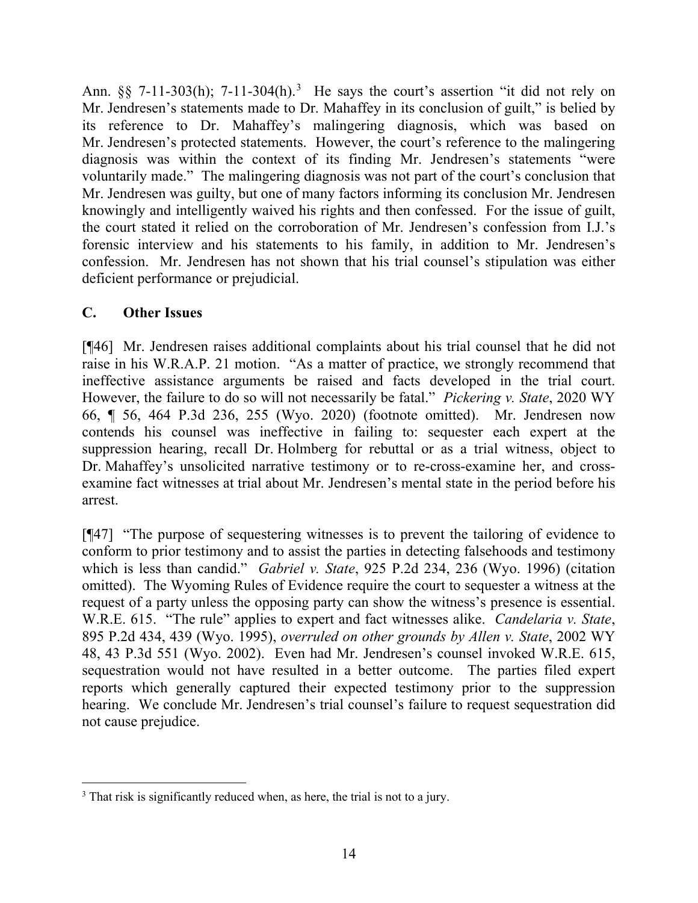Ann. §§ 7-11-303(h); 7-11-304(h).[3] He says the court's assertion "it did not rely on Mr. Jendresen's statements made to Dr. Mahaffey in its conclusion of guilt," is belied by its reference to Dr. Mahaffey's malingering diagnosis, which was based on Mr. Jendresen's protected statements. However, the court's reference to the malingering diagnosis was within the context of its finding Mr. Jendresen's statements "were voluntarily made." The malingering diagnosis was not part of the court's conclusion that Mr. Jendresen was guilty, but one of many factors informing its conclusion Mr. Jendresen knowingly and intelligently waived his rights and then confessed. For the issue of guilt, the court stated it relied on the corroboration of Mr. Jendresen's confession from I.J.'s forensic interview and his statements to his family, in addition to Mr. Jendresen's confession. Mr. Jendresen has not shown that his trial counsel's stipulation was either deficient performance or prejudicial.

## C. Other Issues

[¶46] Mr. Jendresen raises additional complaints about his trial counsel that he did not raise in his W.R.A.P. 21 motion. "As a matter of practice, we strongly recommend that ineffective assistance arguments be raised and facts developed in the trial court. However, the failure to do so will not necessarily be fatal." *Pickering v. State*, 2020 WY 66, ¶ 56, 464 P.3d 236, 255 (Wyo. 2020) (footnote omitted). Mr. Jendresen now contends his counsel was ineffective in failing to: sequester each expert at the suppression hearing, recall Dr. Holmberg for rebuttal or as a trial witness, object to Dr. Mahaffey's unsolicited narrative testimony or to re-cross-examine her, and cross-examine fact witnesses at trial about Mr. Jendresen's mental state in the period before his arrest.

[¶47] "The purpose of sequestering witnesses is to prevent the tailoring of evidence to conform to prior testimony and to assist the parties in detecting falsehoods and testimony which is less than candid." *Gabriel v. State*, 925 P.2d 234, 236 (Wyo. 1996) (citation omitted). The Wyoming Rules of Evidence require the court to sequester a witness at the request of a party unless the opposing party can show the witness's presence is essential. W.R.E. 615. "The rule" applies to expert and fact witnesses alike. *Candelaria v. State*, 895 P.2d 434, 439 (Wyo. 1995), *overruled on other grounds by Allen v. State*, 2002 WY 48, 43 P.3d 551 (Wyo. 2002). Even had Mr. Jendresen's counsel invoked W.R.E. 615, sequestration would not have resulted in a better outcome. The parties filed expert reports which generally captured their expected testimony prior to the suppression hearing. We conclude Mr. Jendresen's trial counsel's failure to request sequestration did not cause prejudice.

---

[3] That risk is significantly reduced when, as here, the trial is not to a jury.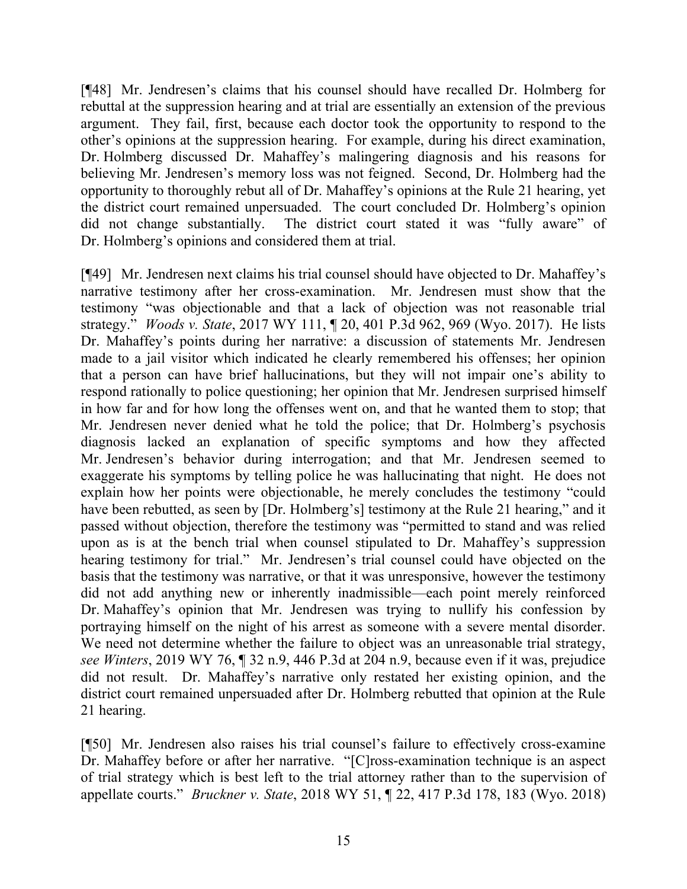[¶48] Mr. Jendresen's claims that his counsel should have recalled Dr. Holmberg for rebuttal at the suppression hearing and at trial are essentially an extension of the previous argument. They fail, first, because each doctor took the opportunity to respond to the other's opinions at the suppression hearing. For example, during his direct examination, Dr. Holmberg discussed Dr. Mahaffey's malingering diagnosis and his reasons for believing Mr. Jendresen's memory loss was not feigned. Second, Dr. Holmberg had the opportunity to thoroughly rebut all of Dr. Mahaffey's opinions at the Rule 21 hearing, yet the district court remained unpersuaded. The court concluded Dr. Holmberg's opinion did not change substantially. The district court stated it was "fully aware" of Dr. Holmberg's opinions and considered them at trial.

[¶49] Mr. Jendresen next claims his trial counsel should have objected to Dr. Mahaffey's narrative testimony after her cross-examination. Mr. Jendresen must show that the testimony "was objectionable and that a lack of objection was not reasonable trial strategy." *Woods v. State*, 2017 WY 111, ¶ 20, 401 P.3d 962, 969 (Wyo. 2017). He lists Dr. Mahaffey's points during her narrative: a discussion of statements Mr. Jendresen made to a jail visitor which indicated he clearly remembered his offenses; her opinion that a person can have brief hallucinations, but they will not impair one's ability to respond rationally to police questioning; her opinion that Mr. Jendresen surprised himself in how far and for how long the offenses went on, and that he wanted them to stop; that Mr. Jendresen never denied what he told the police; that Dr. Holmberg's psychosis diagnosis lacked an explanation of specific symptoms and how they affected Mr. Jendresen's behavior during interrogation; and that Mr. Jendresen seemed to exaggerate his symptoms by telling police he was hallucinating that night. He does not explain how her points were objectionable, he merely concludes the testimony "could have been rebutted, as seen by [Dr. Holmberg's] testimony at the Rule 21 hearing," and it passed without objection, therefore the testimony was "permitted to stand and was relied upon as is at the bench trial when counsel stipulated to Dr. Mahaffey's suppression hearing testimony for trial." Mr. Jendresen's trial counsel could have objected on the basis that the testimony was narrative, or that it was unresponsive, however the testimony did not add anything new or inherently inadmissible—each point merely reinforced Dr. Mahaffey's opinion that Mr. Jendresen was trying to nullify his confession by portraying himself on the night of his arrest as someone with a severe mental disorder. We need not determine whether the failure to object was an unreasonable trial strategy, *see Winters*, 2019 WY 76, ¶ 32 n.9, 446 P.3d at 204 n.9, because even if it was, prejudice did not result. Dr. Mahaffey's narrative only restated her existing opinion, and the district court remained unpersuaded after Dr. Holmberg rebutted that opinion at the Rule 21 hearing.

[¶50] Mr. Jendresen also raises his trial counsel's failure to effectively cross-examine Dr. Mahaffey before or after her narrative. "[C]ross-examination technique is an aspect of trial strategy which is best left to the trial attorney rather than to the supervision of appellate courts." *Bruckner v. State*, 2018 WY 51, ¶ 22, 417 P.3d 178, 183 (Wyo. 2018)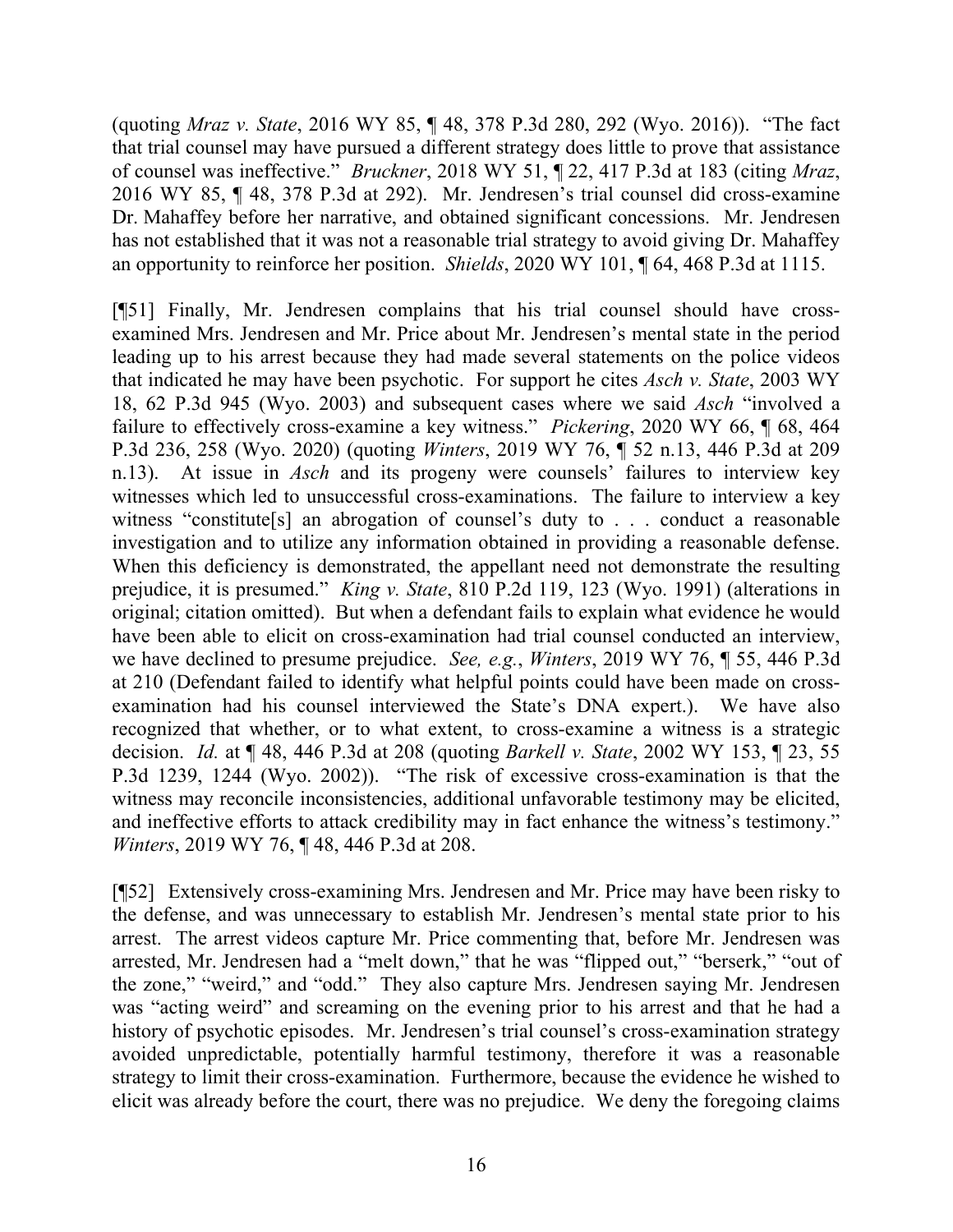(quoting *Mraz v. State*, 2016 WY 85, ¶ 48, 378 P.3d 280, 292 (Wyo. 2016)). "The fact that trial counsel may have pursued a different strategy does little to prove that assistance of counsel was ineffective." *Bruckner*, 2018 WY 51, ¶ 22, 417 P.3d at 183 (citing *Mraz*, 2016 WY 85, ¶ 48, 378 P.3d at 292). Mr. Jendresen's trial counsel did cross-examine Dr. Mahaffey before her narrative, and obtained significant concessions. Mr. Jendresen has not established that it was not a reasonable trial strategy to avoid giving Dr. Mahaffey an opportunity to reinforce her position. *Shields*, 2020 WY 101, ¶ 64, 468 P.3d at 1115.

[¶51] Finally, Mr. Jendresen complains that his trial counsel should have cross-examined Mrs. Jendresen and Mr. Price about Mr. Jendresen's mental state in the period leading up to his arrest because they had made several statements on the police videos that indicated he may have been psychotic. For support he cites *Asch v. State*, 2003 WY 18, 62 P.3d 945 (Wyo. 2003) and subsequent cases where we said *Asch* "involved a failure to effectively cross-examine a key witness." *Pickering*, 2020 WY 66, ¶ 68, 464 P.3d 236, 258 (Wyo. 2020) (quoting *Winters*, 2019 WY 76, ¶ 52 n.13, 446 P.3d at 209 n.13). At issue in *Asch* and its progeny were counsels' failures to interview key witnesses which led to unsuccessful cross-examinations. The failure to interview a key witness "constitute[s] an abrogation of counsel's duty to . . . conduct a reasonable investigation and to utilize any information obtained in providing a reasonable defense. When this deficiency is demonstrated, the appellant need not demonstrate the resulting prejudice, it is presumed." *King v. State*, 810 P.2d 119, 123 (Wyo. 1991) (alterations in original; citation omitted). But when a defendant fails to explain what evidence he would have been able to elicit on cross-examination had trial counsel conducted an interview, we have declined to presume prejudice. *See, e.g.*, *Winters*, 2019 WY 76, ¶ 55, 446 P.3d at 210 (Defendant failed to identify what helpful points could have been made on cross-examination had his counsel interviewed the State's DNA expert.). We have also recognized that whether, or to what extent, to cross-examine a witness is a strategic decision. *Id.* at ¶ 48, 446 P.3d at 208 (quoting *Barkell v. State*, 2002 WY 153, ¶ 23, 55 P.3d 1239, 1244 (Wyo. 2002)). "The risk of excessive cross-examination is that the witness may reconcile inconsistencies, additional unfavorable testimony may be elicited, and ineffective efforts to attack credibility may in fact enhance the witness's testimony." *Winters*, 2019 WY 76, ¶ 48, 446 P.3d at 208.

[¶52] Extensively cross-examining Mrs. Jendresen and Mr. Price may have been risky to the defense, and was unnecessary to establish Mr. Jendresen's mental state prior to his arrest. The arrest videos capture Mr. Price commenting that, before Mr. Jendresen was arrested, Mr. Jendresen had a "melt down," that he was "flipped out," "berserk," "out of the zone," "weird," and "odd." They also capture Mrs. Jendresen saying Mr. Jendresen was "acting weird" and screaming on the evening prior to his arrest and that he had a history of psychotic episodes. Mr. Jendresen's trial counsel's cross-examination strategy avoided unpredictable, potentially harmful testimony, therefore it was a reasonable strategy to limit their cross-examination. Furthermore, because the evidence he wished to elicit was already before the court, there was no prejudice. We deny the foregoing claims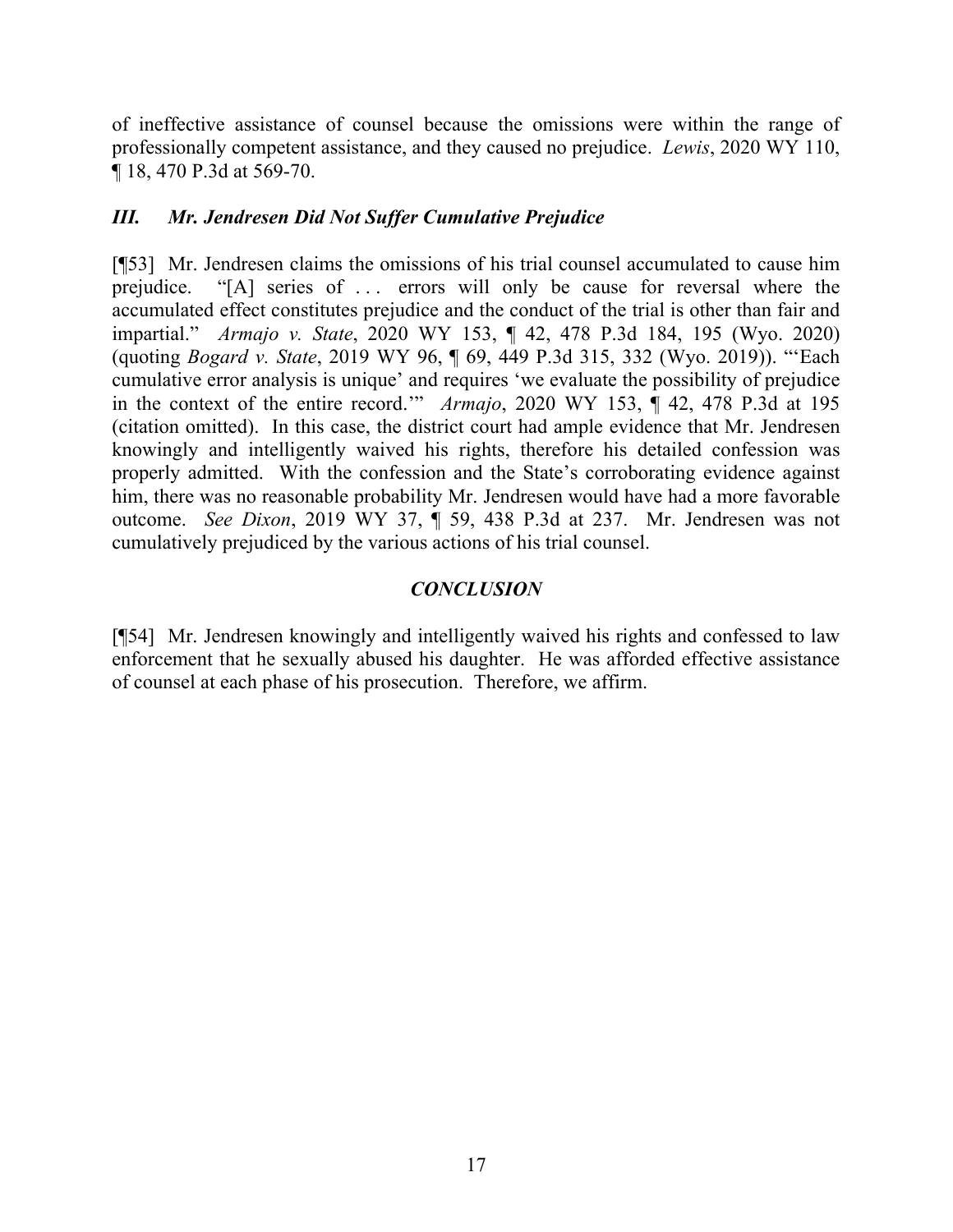of ineffective assistance of counsel because the omissions were within the range of professionally competent assistance, and they caused no prejudice. *Lewis*, 2020 WY 110, ¶ 18, 470 P.3d at 569-70.

### *III. Mr. Jendresen Did Not Suffer Cumulative Prejudice*

[¶53] Mr. Jendresen claims the omissions of his trial counsel accumulated to cause him prejudice. "[A] series of . . . errors will only be cause for reversal where the accumulated effect constitutes prejudice and the conduct of the trial is other than fair and impartial." *Armajo v. State*, 2020 WY 153, ¶ 42, 478 P.3d 184, 195 (Wyo. 2020) (quoting *Bogard v. State*, 2019 WY 96, ¶ 69, 449 P.3d 315, 332 (Wyo. 2019)). "'Each cumulative error analysis is unique' and requires 'we evaluate the possibility of prejudice in the context of the entire record.'" *Armajo*, 2020 WY 153, ¶ 42, 478 P.3d at 195 (citation omitted). In this case, the district court had ample evidence that Mr. Jendresen knowingly and intelligently waived his rights, therefore his detailed confession was properly admitted. With the confession and the State's corroborating evidence against him, there was no reasonable probability Mr. Jendresen would have had a more favorable outcome. *See Dixon*, 2019 WY 37, ¶ 59, 438 P.3d at 237. Mr. Jendresen was not cumulatively prejudiced by the various actions of his trial counsel.

## *CONCLUSION*

[¶54] Mr. Jendresen knowingly and intelligently waived his rights and confessed to law enforcement that he sexually abused his daughter. He was afforded effective assistance of counsel at each phase of his prosecution. Therefore, we affirm.